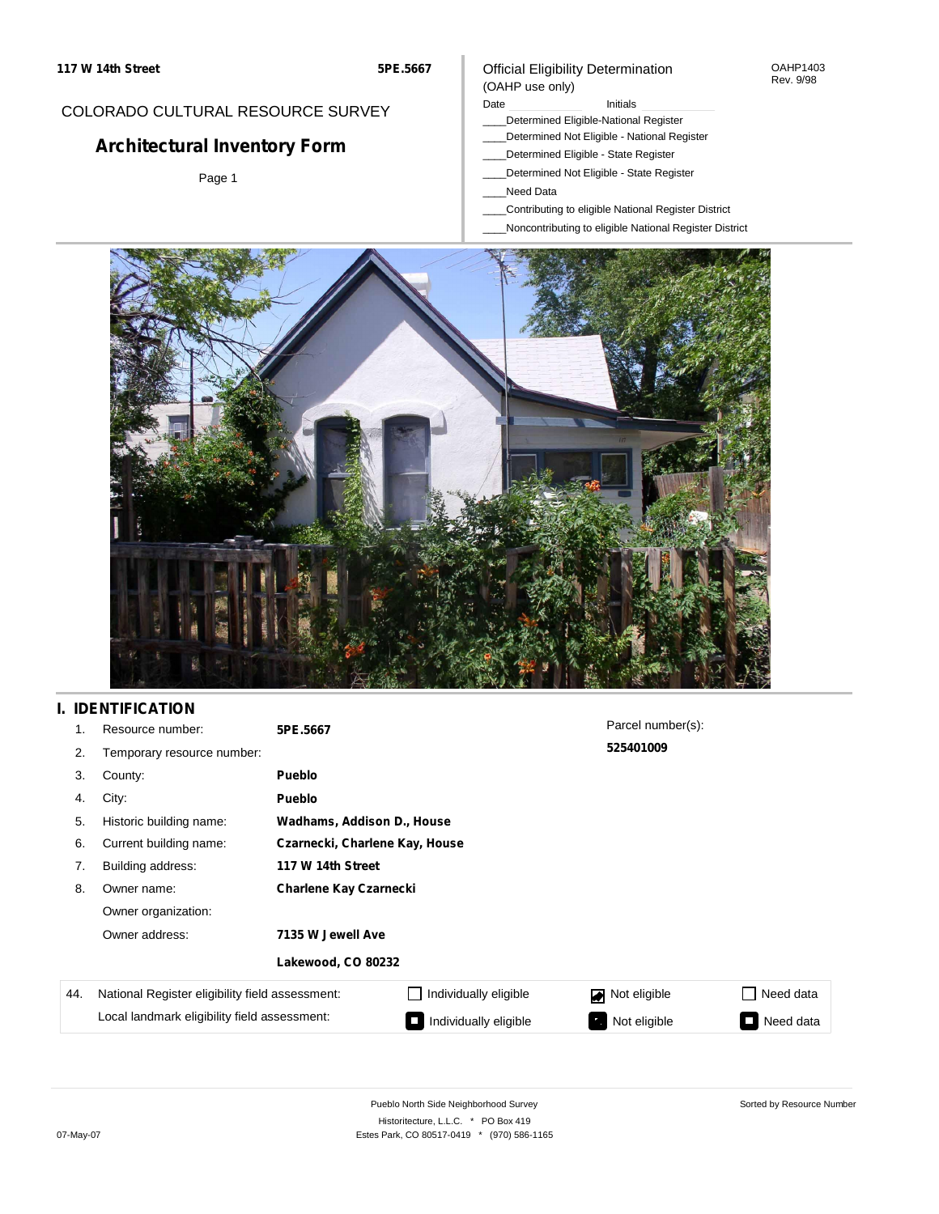117 W 14th Street **5PE.5667**

COLORADO CULTURAL RESOURCE SURVEY

# Architectural Inventory Form

Page 1

Official Eligibility Determination
(OAHP use only)

OAHP1403
Rev. 9/98

Date ____________ Initials ____________

____Determined Eligible-National Register
____Determined Not Eligible - National Register
____Determined Eligible - State Register
____Determined Not Eligible - State Register
____Need Data
____Contributing to eligible National Register District
____Noncontributing to eligible National Register District

## I. IDENTIFICATION

| | | |
|---|---|---|
| 1. | Resource number: | **5PE.5667** |
| 2. | Temporary resource number: | |
| 3. | County: | **Pueblo** |
| 4. | City: | **Pueblo** |
| 5. | Historic building name: | **Wadhams, Addison D., House** |
| 6. | Current building name: | **Czarnecki, Charlene Kay, House** |
| 7. | Building address: | **117 W 14th Street** |
| 8. | Owner name: | **Charlene Kay Czarnecki** |
| | Owner organization: | |
| | Owner address: | **7135 W Jewell Ave** |
| | | **Lakewood, CO 80232** |

Parcel number(s):
**525401009**

| 44. | | | | |
|---|---|---|---|---|
| National Register eligibility field assessment: | ☐ Individually eligible | ☑ Not eligible | ☐ Need data |
| Local landmark eligibility field assessment: | ☐ Individually eligible | ☑ Not eligible | ☐ Need data |

Pueblo North Side Neighborhood Survey
Historitecture, L.L.C. * PO Box 419
Estes Park, CO 80517-0419 * (970) 586-1165

Sorted by Resource Number

07-May-07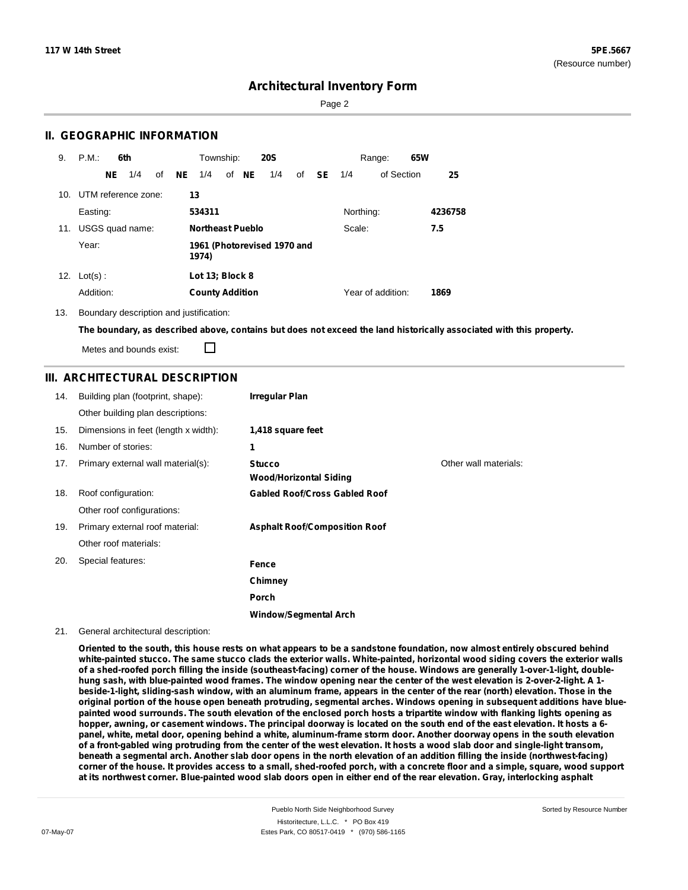## II. GEOGRAPHIC INFORMATION

9. P.M.: **6th** Township: **20S** Range: **65W**

   **NE** 1/4 of **NE** 1/4 of **NE** 1/4 of **SE** 1/4 of Section **25**

10. UTM reference zone: **13**

    Easting: **534311** Northing: **4236758**

11. USGS quad name: **Northeast Pueblo** Scale: **7.5**

    Year: **1961 (Photorevised 1970 and 1974)**

12. Lot(s) : **Lot 13; Block 8**

    Addition: **County Addition** Year of addition: **1869**

13. Boundary description and justification:

    **The boundary, as described above, contains but does not exceed the land historically associated with this property.**

    Metes and bounds exist: ☐

## III. ARCHITECTURAL DESCRIPTION

14. Building plan (footprint, shape): **Irregular Plan**

    Other building plan descriptions:

15. Dimensions in feet (length x width): **1,418 square feet**

16. Number of stories: **1**

17. Primary external wall material(s): **Stucco** / **Wood/Horizontal Siding** Other wall materials:

18. Roof configuration: **Gabled Roof/Cross Gabled Roof**

    Other roof configurations:

19. Primary external roof material: **Asphalt Roof/Composition Roof**

    Other roof materials:

20. Special features: **Fence** / **Chimney** / **Porch** / **Window/Segmental Arch**

21. General architectural description:

    **Oriented to the south, this house rests on what appears to be a sandstone foundation, now almost entirely obscured behind white-painted stucco. The same stucco clads the exterior walls. White-painted, horizontal wood siding covers the exterior walls of a shed-roofed porch filling the inside (southeast-facing) corner of the house. Windows are generally 1-over-1-light, double-hung sash, with blue-painted wood frames. The window opening near the center of the west elevation is 2-over-2-light. A 1-beside-1-light, sliding-sash window, with an aluminum frame, appears in the center of the rear (north) elevation. Those in the original portion of the house open beneath protruding, segmental arches. Windows opening in subsequent additions have blue-painted wood surrounds. The south elevation of the enclosed porch hosts a tripartite window with flanking lights opening as hopper, awning, or casement windows. The principal doorway is located on the south end of the east elevation. It hosts a 6-panel, white, metal door, opening behind a white, aluminum-frame storm door. Another doorway opens in the south elevation of a front-gabled wing protruding from the center of the west elevation. It hosts a wood slab door and single-light transom, beneath a segmental arch. Another slab door opens in the north elevation of an addition filling the inside (northwest-facing) corner of the house. It provides access to a small, shed-roofed porch, with a concrete floor and a simple, square, wood support at its northwest corner. Blue-painted wood slab doors open in either end of the rear elevation. Gray, interlocking asphalt**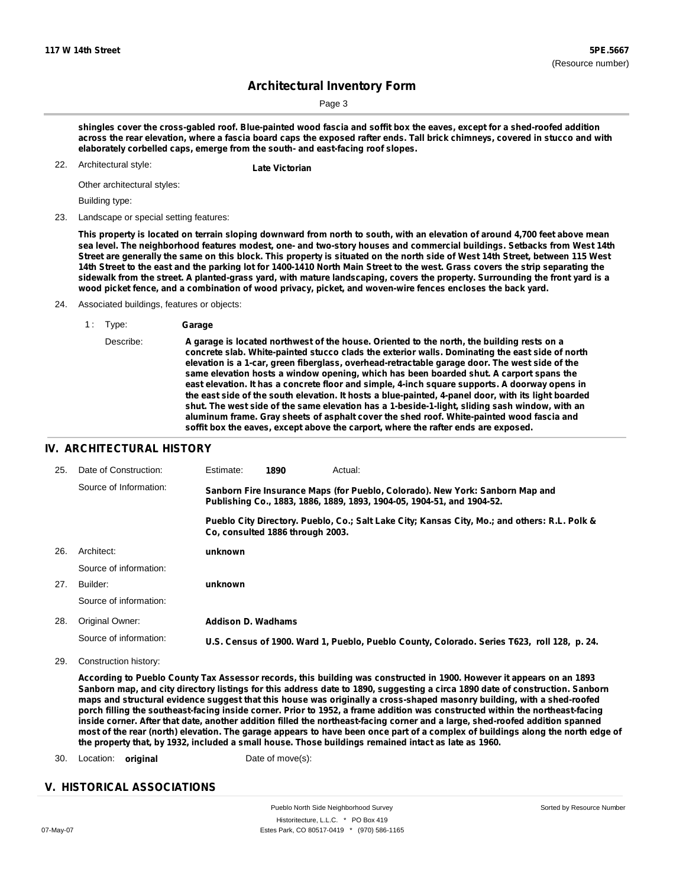**shingles cover the cross-gabled roof. Blue-painted wood fascia and soffit box the eaves, except for a shed-roofed addition across the rear elevation, where a fascia board caps the exposed rafter ends. Tall brick chimneys, covered in stucco and with elaborately corbelled caps, emerge from the south- and east-facing roof slopes.**

22. Architectural style: **Late Victorian**

    Other architectural styles:

    Building type:

23. Landscape or special setting features:

**This property is located on terrain sloping downward from north to south, with an elevation of around 4,700 feet above mean sea level. The neighborhood features modest, one- and two-story houses and commercial buildings. Setbacks from West 14th Street are generally the same on this block. This property is situated on the north side of West 14th Street, between 115 West 14th Street to the east and the parking lot for 1400-1410 North Main Street to the west. Grass covers the strip separating the sidewalk from the street. A planted-grass yard, with mature landscaping, covers the property. Surrounding the front yard is a wood picket fence, and a combination of wood privacy, picket, and woven-wire fences encloses the back yard.**

24. Associated buildings, features or objects:

    1 : Type: **Garage**

    Describe: **A garage is located northwest of the house. Oriented to the north, the building rests on a concrete slab. White-painted stucco clads the exterior walls. Dominating the east side of north elevation is a 1-car, green fiberglass, overhead-retractable garage door. The west side of the same elevation hosts a window opening, which has been boarded shut. A carport spans the east elevation. It has a concrete floor and simple, 4-inch square supports. A doorway opens in the east side of the south elevation. It hosts a blue-painted, 4-panel door, with its light boarded shut. The west side of the same elevation has a 1-beside-1-light, sliding sash window, with an aluminum frame. Gray sheets of asphalt cover the shed roof. White-painted wood fascia and soffit box the eaves, except above the carport, where the rafter ends are exposed.**

## IV. ARCHITECTURAL HISTORY

25. Date of Construction: Estimate: **1890** Actual:

    Source of Information: **Sanborn Fire Insurance Maps (for Pueblo, Colorado). New York: Sanborn Map and Publishing Co., 1883, 1886, 1889, 1893, 1904-05, 1904-51, and 1904-52.**

    **Pueblo City Directory. Pueblo, Co.; Salt Lake City; Kansas City, Mo.; and others: R.L. Polk & Co, consulted 1886 through 2003.**

26. Architect: **unknown**

    Source of information:

27. Builder: **unknown**

    Source of information:

28. Original Owner: **Addison D. Wadhams**

    Source of information: **U.S. Census of 1900. Ward 1, Pueblo, Pueblo County, Colorado. Series T623, roll 128, p. 24.**

29. Construction history:

**According to Pueblo County Tax Assessor records, this building was constructed in 1900. However it appears on an 1893 Sanborn map, and city directory listings for this address date to 1890, suggesting a circa 1890 date of construction. Sanborn maps and structural evidence suggest that this house was originally a cross-shaped masonry building, with a shed-roofed porch filling the southeast-facing inside corner. Prior to 1952, a frame addition was constructed within the northeast-facing inside corner. After that date, another addition filled the northeast-facing corner and a large, shed-roofed addition spanned most of the rear (north) elevation. The garage appears to have been once part of a complex of buildings along the north edge of the property that, by 1932, included a small house. Those buildings remained intact as late as 1960.**

30. Location: **original** Date of move(s):

## V. HISTORICAL ASSOCIATIONS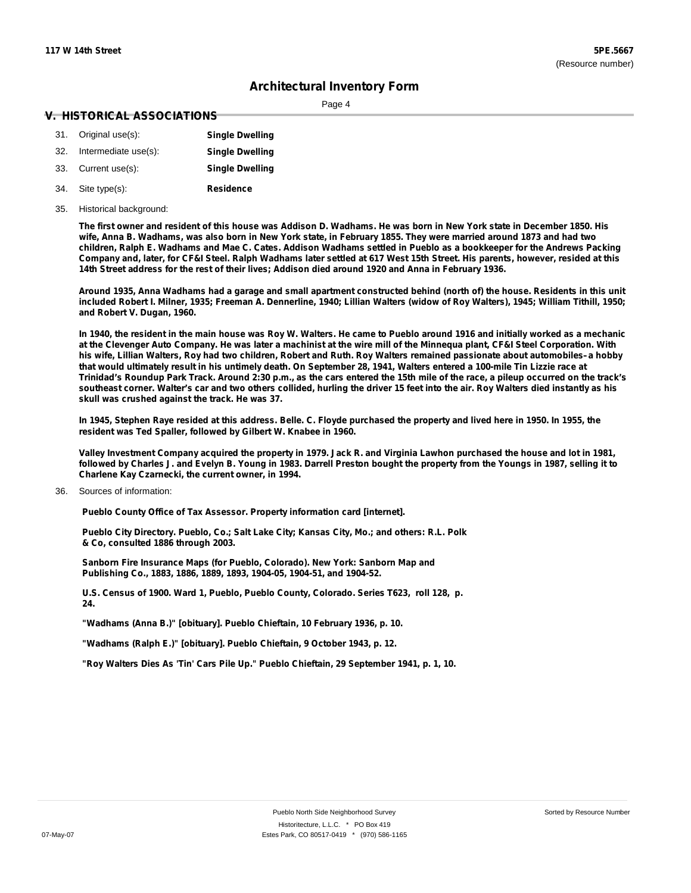## V. HISTORICAL ASSOCIATIONS

31. Original use(s): **Single Dwelling**
32. Intermediate use(s): **Single Dwelling**
33. Current use(s): **Single Dwelling**
34. Site type(s): **Residence**
35. Historical background:

**The first owner and resident of this house was Addison D. Wadhams. He was born in New York state in December 1850. His wife, Anna B. Wadhams, was also born in New York state, in February 1855. They were married around 1873 and had two children, Ralph E. Wadhams and Mae C. Cates. Addison Wadhams settled in Pueblo as a bookkeeper for the Andrews Packing Company and, later, for CF&I Steel. Ralph Wadhams later settled at 617 West 15th Street. His parents, however, resided at this 14th Street address for the rest of their lives; Addison died around 1920 and Anna in February 1936.**

**Around 1935, Anna Wadhams had a garage and small apartment constructed behind (north of) the house. Residents in this unit included Robert I. Milner, 1935; Freeman A. Dennerline, 1940; Lillian Walters (widow of Roy Walters), 1945; William Tithill, 1950; and Robert V. Dugan, 1960.**

**In 1940, the resident in the main house was Roy W. Walters. He came to Pueblo around 1916 and initially worked as a mechanic at the Clevenger Auto Company. He was later a machinist at the wire mill of the Minnequa plant, CF&I Steel Corporation. With his wife, Lillian Walters, Roy had two children, Robert and Ruth. Roy Walters remained passionate about automobiles–a hobby that would ultimately result in his untimely death. On September 28, 1941, Walters entered a 100-mile Tin Lizzie race at Trinidad's Roundup Park Track. Around 2:30 p.m., as the cars entered the 15th mile of the race, a pileup occurred on the track's southeast corner. Walter's car and two others collided, hurling the driver 15 feet into the air. Roy Walters died instantly as his skull was crushed against the track. He was 37.**

**In 1945, Stephen Raye resided at this address. Belle. C. Floyde purchased the property and lived here in 1950. In 1955, the resident was Ted Spaller, followed by Gilbert W. Knabee in 1960.**

**Valley Investment Company acquired the property in 1979. Jack R. and Virginia Lawhon purchased the house and lot in 1981, followed by Charles J. and Evelyn B. Young in 1983. Darrell Preston bought the property from the Youngs in 1987, selling it to Charlene Kay Czarnecki, the current owner, in 1994.**

36. Sources of information:

**Pueblo County Office of Tax Assessor. Property information card [internet].**

**Pueblo City Directory. Pueblo, Co.; Salt Lake City; Kansas City, Mo.; and others: R.L. Polk & Co, consulted 1886 through 2003.**

**Sanborn Fire Insurance Maps (for Pueblo, Colorado). New York: Sanborn Map and Publishing Co., 1883, 1886, 1889, 1893, 1904-05, 1904-51, and 1904-52.**

**U.S. Census of 1900. Ward 1, Pueblo, Pueblo County, Colorado. Series T623, roll 128, p. 24.**

**"Wadhams (Anna B.)" [obituary]. Pueblo Chieftain, 10 February 1936, p. 10.**

**"Wadhams (Ralph E.)" [obituary]. Pueblo Chieftain, 9 October 1943, p. 12.**

**"Roy Walters Dies As 'Tin' Cars Pile Up." Pueblo Chieftain, 29 September 1941, p. 1, 10.**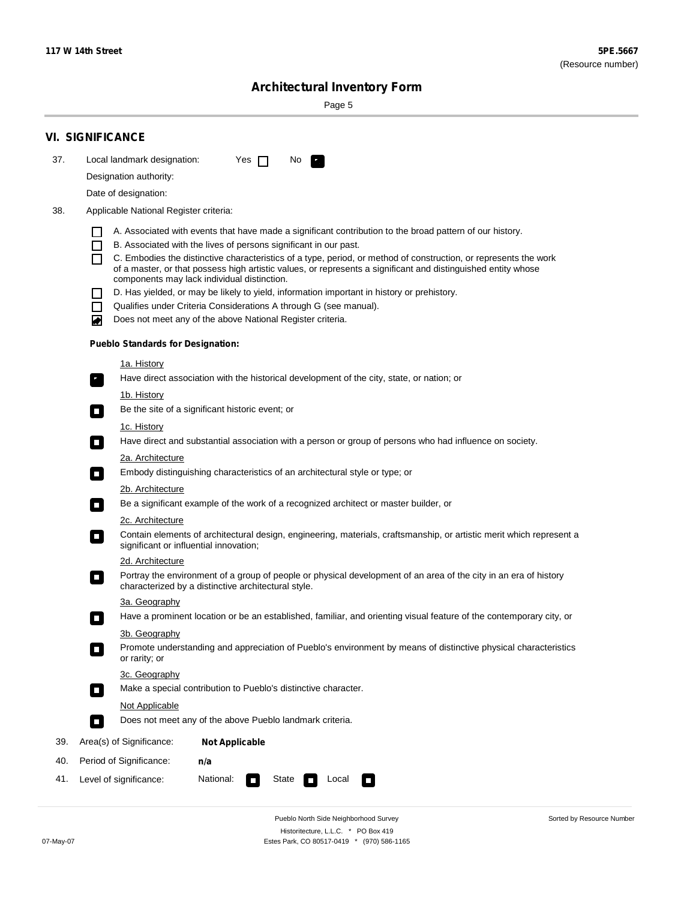## VI. SIGNIFICANCE

37. Local landmark designation: Yes ☐ No ☑

Designation authority:

Date of designation:

38. Applicable National Register criteria:

- ☐ A. Associated with events that have made a significant contribution to the broad pattern of our history.
- ☐ B. Associated with the lives of persons significant in our past.
- ☐ C. Embodies the distinctive characteristics of a type, period, or method of construction, or represents the work of a master, or that possess high artistic values, or represents a significant and distinguished entity whose components may lack individual distinction.
- ☐ D. Has yielded, or may be likely to yield, information important in history or prehistory.
- ☐ Qualifies under Criteria Considerations A through G (see manual).
- ☑ Does not meet any of the above National Register criteria.

**Pueblo Standards for Designation:**

1a. History
☑ Have direct association with the historical development of the city, state, or nation; or

1b. History
☐ Be the site of a significant historic event; or

1c. History
☐ Have direct and substantial association with a person or group of persons who had influence on society.

2a. Architecture
☐ Embody distinguishing characteristics of an architectural style or type; or

2b. Architecture
☐ Be a significant example of the work of a recognized architect or master builder, or

2c. Architecture
☐ Contain elements of architectural design, engineering, materials, craftsmanship, or artistic merit which represent a significant or influential innovation;

2d. Architecture
☐ Portray the environment of a group of people or physical development of an area of the city in an era of history characterized by a distinctive architectural style.

3a. Geography
☐ Have a prominent location or be an established, familiar, and orienting visual feature of the contemporary city, or

3b. Geography
☐ Promote understanding and appreciation of Pueblo's environment by means of distinctive physical characteristics or rarity; or

3c. Geography
☐ Make a special contribution to Pueblo's distinctive character.

Not Applicable
☐ Does not meet any of the above Pueblo landmark criteria.

39. Area(s) of Significance: **Not Applicable**

40. Period of Significance: **n/a**

41. Level of significance: National: ☐ State ☐ Local ☐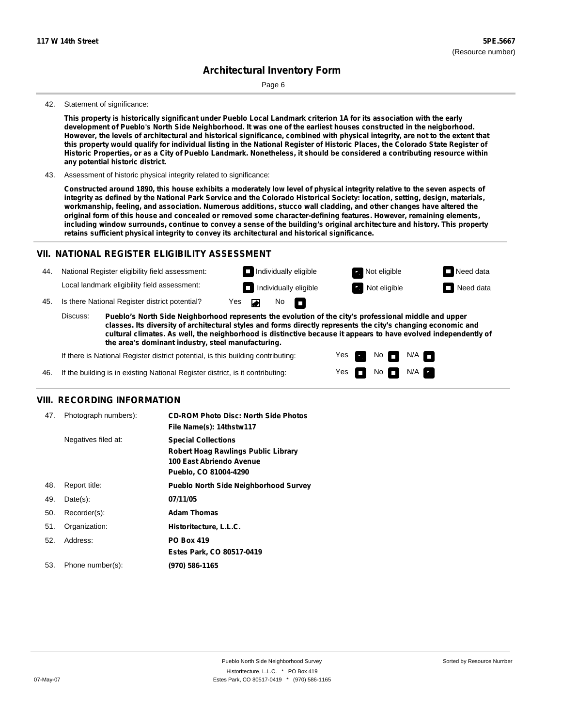42. Statement of significance:

**This property is historically significant under Pueblo Local Landmark criterion 1A for its association with the early development of Pueblo's North Side Neighborhood. It was one of the earliest houses constructed in the neigborhood. However, the levels of architectural and historical significance, combined with physical integrity, are not to the extent that this property would qualify for individual listing in the National Register of Historic Places, the Colorado State Register of Historic Properties, or as a City of Pueblo Landmark. Nonetheless, it should be considered a contributing resource within any potential historic district.**

43. Assessment of historic physical integrity related to significance:

**Constructed around 1890, this house exhibits a moderately low level of physical integrity relative to the seven aspects of integrity as defined by the National Park Service and the Colorado Historical Society: location, setting, design, materials, workmanship, feeling, and association. Numerous additions, stucco wall cladding, and other changes have altered the original form of this house and concealed or removed some character-defining features. However, remaining elements, including window surrounds, continue to convey a sense of the building's original architecture and history. This property retains sufficient physical integrity to convey its architectural and historical significance.**

## VII. NATIONAL REGISTER ELIGIBILITY ASSESSMENT

44. National Register eligibility field assessment: ☐ Individually eligible ☒ Not eligible ☐ Need data

Local landmark eligibility field assessment: ☐ Individually eligible ☒ Not eligible ☐ Need data

45. Is there National Register district potential? Yes ☒ No ☐

Discuss: **Pueblo's North Side Neighborhood represents the evolution of the city's professional middle and upper classes. Its diversity of architectural styles and forms directly represents the city's changing economic and cultural climates. As well, the neighborhood is distinctive because it appears to have evolved independently of the area's dominant industry, steel manufacturing.**

If there is National Register district potential, is this building contributing: Yes ☒ No ☐ N/A ☐

46. If the building is in existing National Register district, is it contributing: Yes ☐ No ☐ N/A ☒

## VIII. RECORDING INFORMATION

47. Photograph numbers): **CD-ROM Photo Disc: North Side Photos**
**File Name(s): 14thstw117**

Negatives filed at: **Special Collections**
**Robert Hoag Rawlings Public Library**
**100 East Abriendo Avenue**
**Pueblo, CO 81004-4290**

48. Report title: **Pueblo North Side Neighborhood Survey**

49. Date(s): **07/11/05**

50. Recorder(s): **Adam Thomas**

51. Organization: **Historitecture, L.L.C.**

52. Address: **PO Box 419**
**Estes Park, CO 80517-0419**

53. Phone number(s): **(970) 586-1165**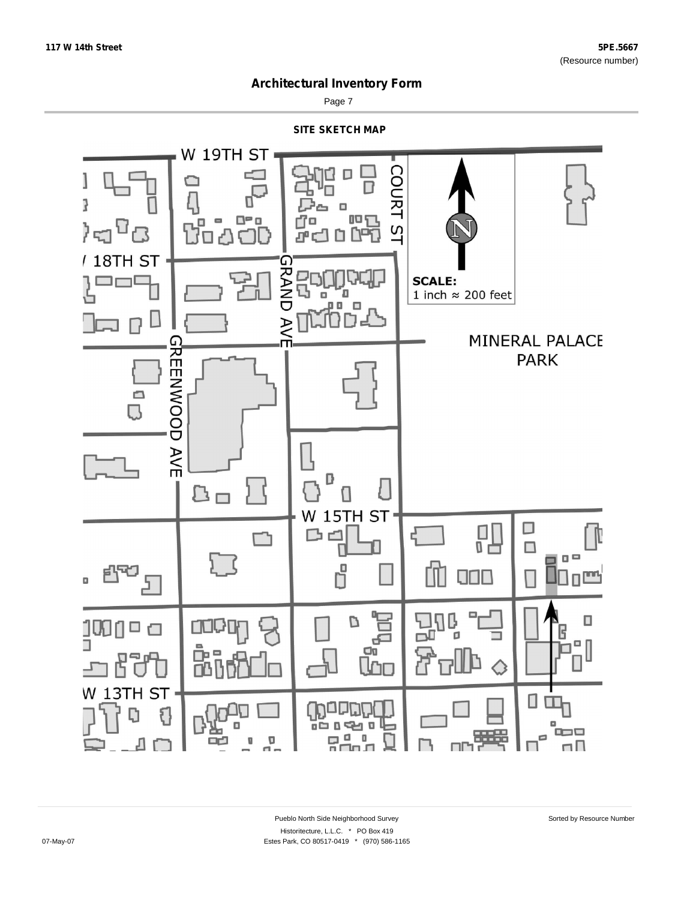117 W 14th Street

5PE.5667
(Resource number)

# Architectural Inventory Form

## SITE SKETCH MAP

W 19TH ST

COURT ST

18TH ST

GRAND AVE

SCALE:
1 inch ≈ 200 feet

MINERAL PALACE PARK

GREENWOOD AVE

W 15TH ST

W 13TH ST

Pueblo North Side Neighborhood Survey

Sorted by Resource Number

Historitecture, L.L.C. * PO Box 419

07-May-07

Estes Park, CO 80517-0419 * (970) 586-1165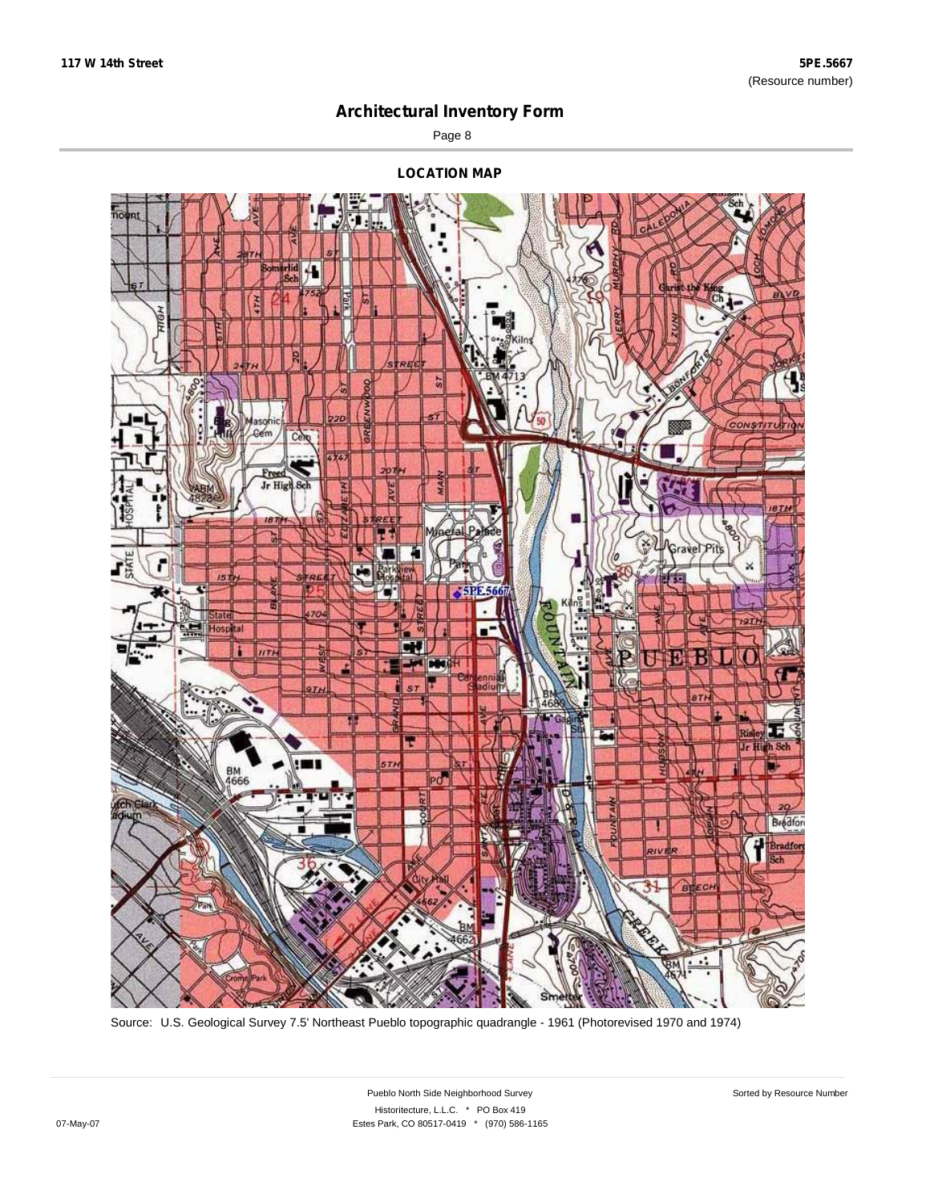117 W 14th Street

5PE.5667
(Resource number)

# Architectural Inventory Form

## LOCATION MAP

Source: U.S. Geological Survey 7.5' Northeast Pueblo topographic quadrangle - 1961 (Photorevised 1970 and 1974)

Pueblo North Side Neighborhood Survey

Historitecture, L.L.C. * PO Box 419

Estes Park, CO 80517-0419 * (970) 586-1165

Sorted by Resource Number

07-May-07